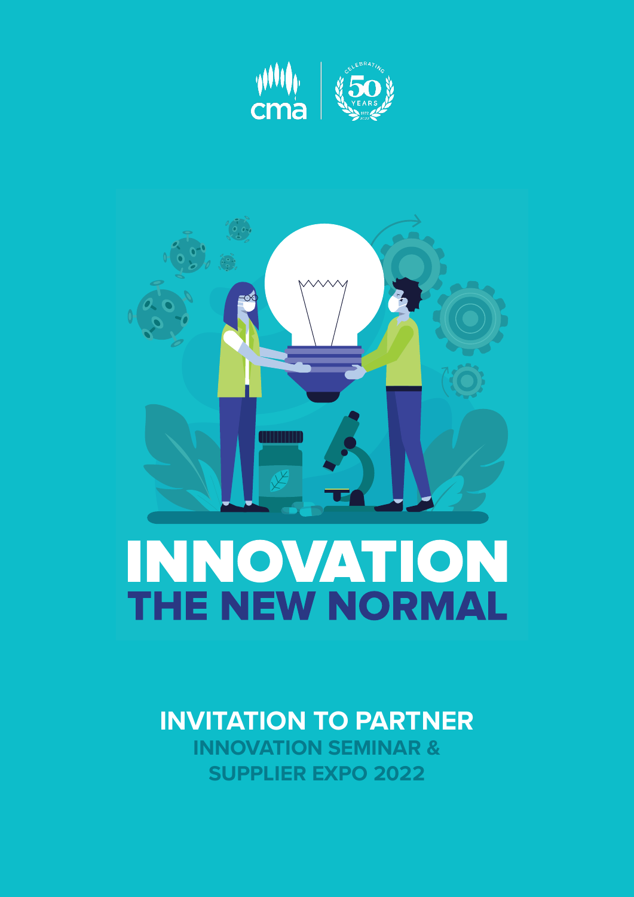cma

CELEBRATING 50 YEARS 1972 2022

# INNOVATION
# THE NEW NORMAL

## INVITATION TO PARTNER

### INNOVATION SEMINAR & SUPPLIER EXPO 2022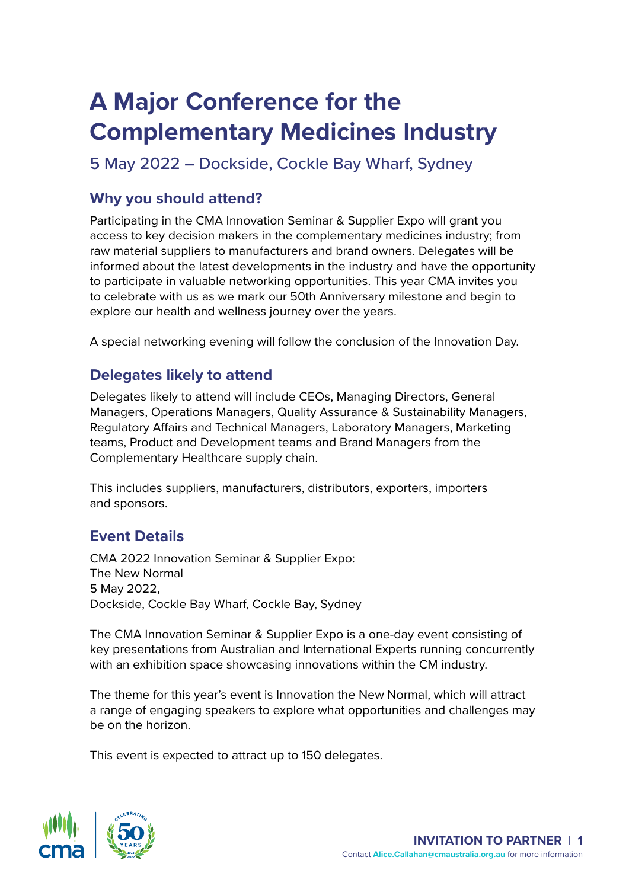# A Major Conference for the Complementary Medicines Industry

5 May 2022 – Dockside, Cockle Bay Wharf, Sydney

## Why you should attend?

Participating in the CMA Innovation Seminar & Supplier Expo will grant you access to key decision makers in the complementary medicines industry; from raw material suppliers to manufacturers and brand owners. Delegates will be informed about the latest developments in the industry and have the opportunity to participate in valuable networking opportunities. This year CMA invites you to celebrate with us as we mark our 50th Anniversary milestone and begin to explore our health and wellness journey over the years.

A special networking evening will follow the conclusion of the Innovation Day.

## Delegates likely to attend

Delegates likely to attend will include CEOs, Managing Directors, General Managers, Operations Managers, Quality Assurance & Sustainability Managers, Regulatory Affairs and Technical Managers, Laboratory Managers, Marketing teams, Product and Development teams and Brand Managers from the Complementary Healthcare supply chain.

This includes suppliers, manufacturers, distributors, exporters, importers and sponsors.

## Event Details

CMA 2022 Innovation Seminar & Supplier Expo:
The New Normal
5 May 2022,
Dockside, Cockle Bay Wharf, Cockle Bay, Sydney

The CMA Innovation Seminar & Supplier Expo is a one-day event consisting of key presentations from Australian and International Experts running concurrently with an exhibition space showcasing innovations within the CM industry.

The theme for this year's event is Innovation the New Normal, which will attract a range of engaging speakers to explore what opportunities and challenges may be on the horizon.

This event is expected to attract up to 150 delegates.

**INVITATION TO PARTNER**
Contact **Alice.Callahan@cmaustralia.org.au** for more information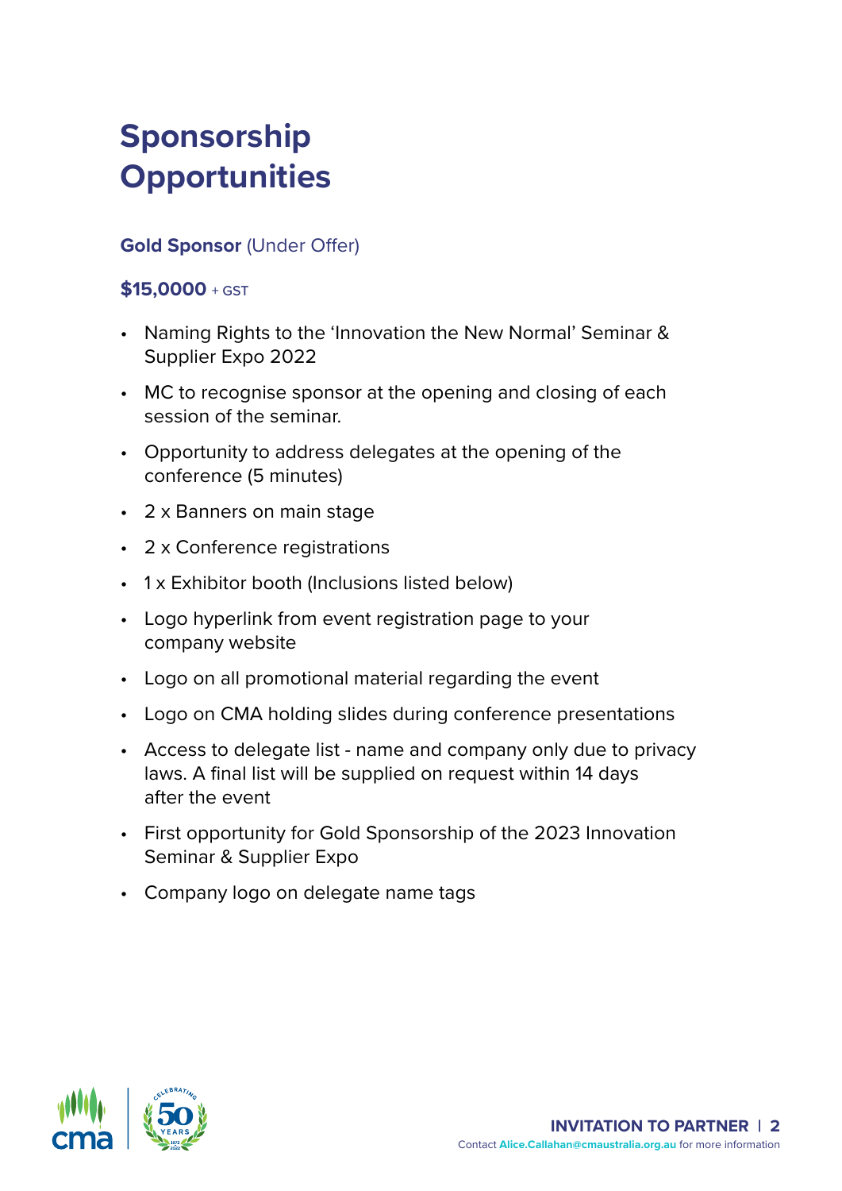# Sponsorship Opportunities

**Gold Sponsor** (Under Offer)

**$15,0000** + GST

- Naming Rights to the 'Innovation the New Normal' Seminar & Supplier Expo 2022
- MC to recognise sponsor at the opening and closing of each session of the seminar.
- Opportunity to address delegates at the opening of the conference (5 minutes)
- 2 x Banners on main stage
- 2 x Conference registrations
- 1 x Exhibitor booth (Inclusions listed below)
- Logo hyperlink from event registration page to your company website
- Logo on all promotional material regarding the event
- Logo on CMA holding slides during conference presentations
- Access to delegate list - name and company only due to privacy laws. A final list will be supplied on request within 14 days after the event
- First opportunity for Gold Sponsorship of the 2023 Innovation Seminar & Supplier Expo
- Company logo on delegate name tags

Contact **Alice.Callahan@cmaustralia.org.au** for more information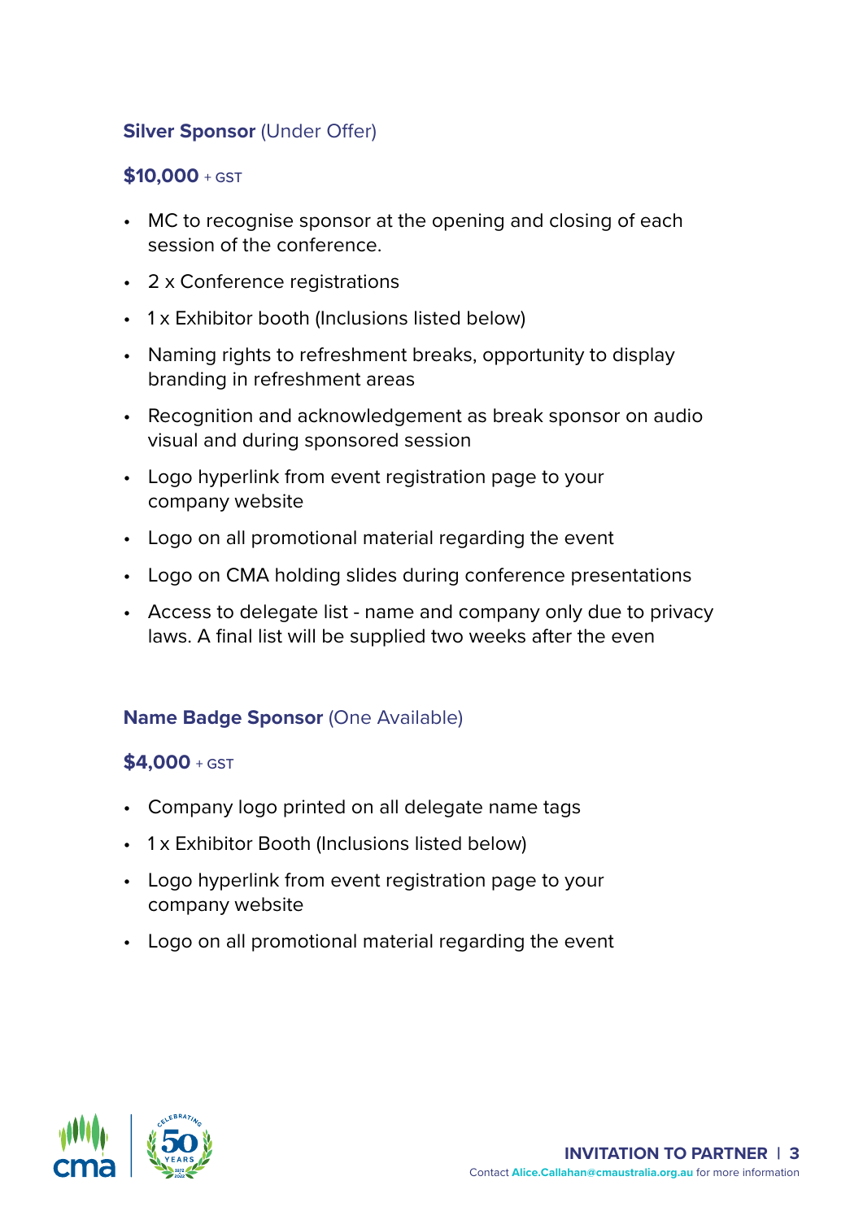**Silver Sponsor** (Under Offer)

**$10,000** + GST

- MC to recognise sponsor at the opening and closing of each session of the conference.
- 2 x Conference registrations
- 1 x Exhibitor booth (Inclusions listed below)
- Naming rights to refreshment breaks, opportunity to display branding in refreshment areas
- Recognition and acknowledgement as break sponsor on audio visual and during sponsored session
- Logo hyperlink from event registration page to your company website
- Logo on all promotional material regarding the event
- Logo on CMA holding slides during conference presentations
- Access to delegate list - name and company only due to privacy laws. A final list will be supplied two weeks after the even

**Name Badge Sponsor** (One Available)

**$4,000** + GST

- Company logo printed on all delegate name tags
- 1 x Exhibitor Booth (Inclusions listed below)
- Logo hyperlink from event registration page to your company website
- Logo on all promotional material regarding the event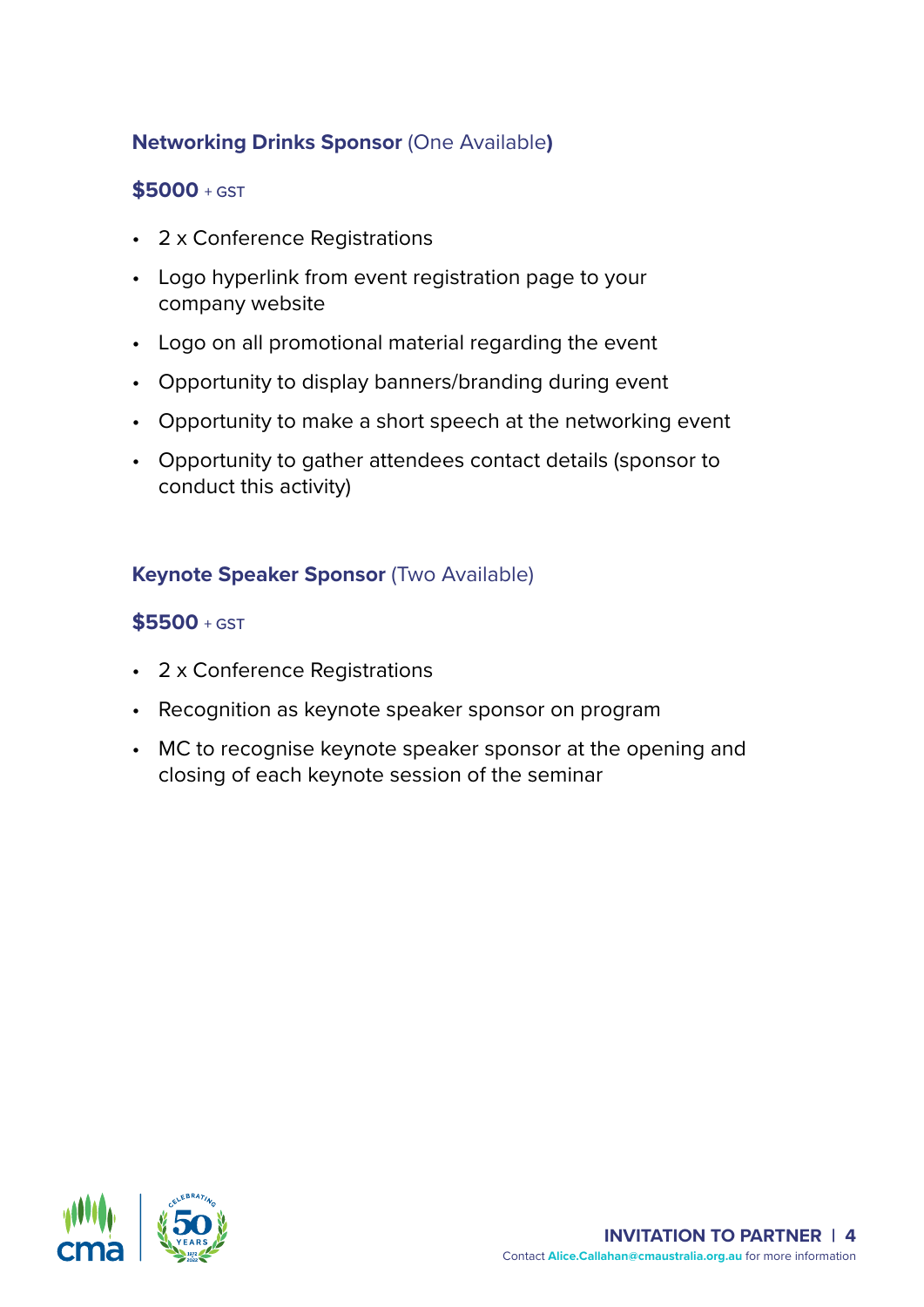**Networking Drinks Sponsor** (One Available**)**

**$5000** + GST

- 2 x Conference Registrations
- Logo hyperlink from event registration page to your company website
- Logo on all promotional material regarding the event
- Opportunity to display banners/branding during event
- Opportunity to make a short speech at the networking event
- Opportunity to gather attendees contact details (sponsor to conduct this activity)

**Keynote Speaker Sponsor** (Two Available)

**$5500** + GST

- 2 x Conference Registrations
- Recognition as keynote speaker sponsor on program
- MC to recognise keynote speaker sponsor at the opening and closing of each keynote session of the seminar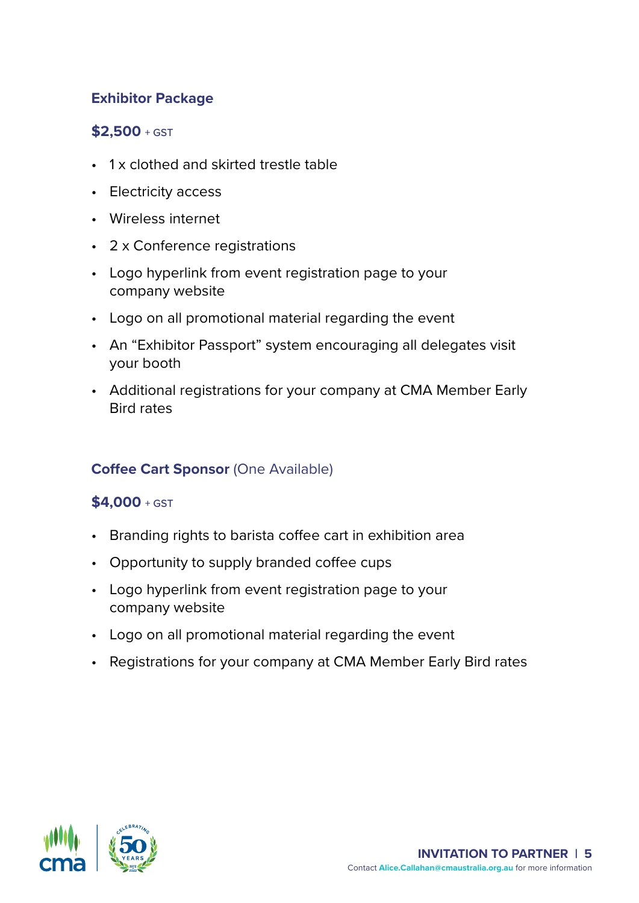## Exhibitor Package

**$2,500** + GST

- 1 x clothed and skirted trestle table
- Electricity access
- Wireless internet
- 2 x Conference registrations
- Logo hyperlink from event registration page to your company website
- Logo on all promotional material regarding the event
- An "Exhibitor Passport" system encouraging all delegates visit your booth
- Additional registrations for your company at CMA Member Early Bird rates

## Coffee Cart Sponsor (One Available)

**$4,000** + GST

- Branding rights to barista coffee cart in exhibition area
- Opportunity to supply branded coffee cups
- Logo hyperlink from event registration page to your company website
- Logo on all promotional material regarding the event
- Registrations for your company at CMA Member Early Bird rates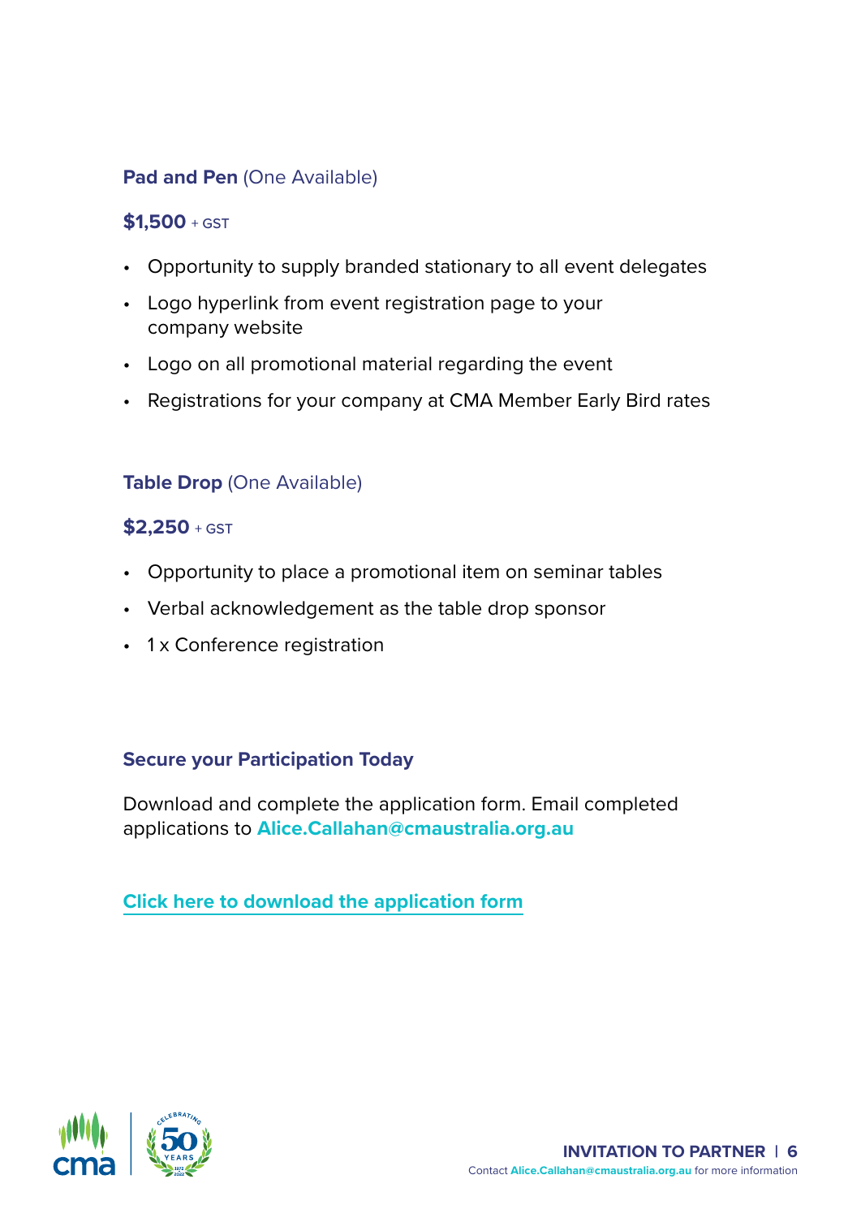**Pad and Pen** (One Available)

**$1,500** + GST

- Opportunity to supply branded stationary to all event delegates
- Logo hyperlink from event registration page to your company website
- Logo on all promotional material regarding the event
- Registrations for your company at CMA Member Early Bird rates

**Table Drop** (One Available)

**$2,250** + GST

- Opportunity to place a promotional item on seminar tables
- Verbal acknowledgement as the table drop sponsor
- 1 x Conference registration

**Secure your Participation Today**

Download and complete the application form. Email completed applications to **Alice.Callahan@cmaustralia.org.au**

**Click here to download the application form**